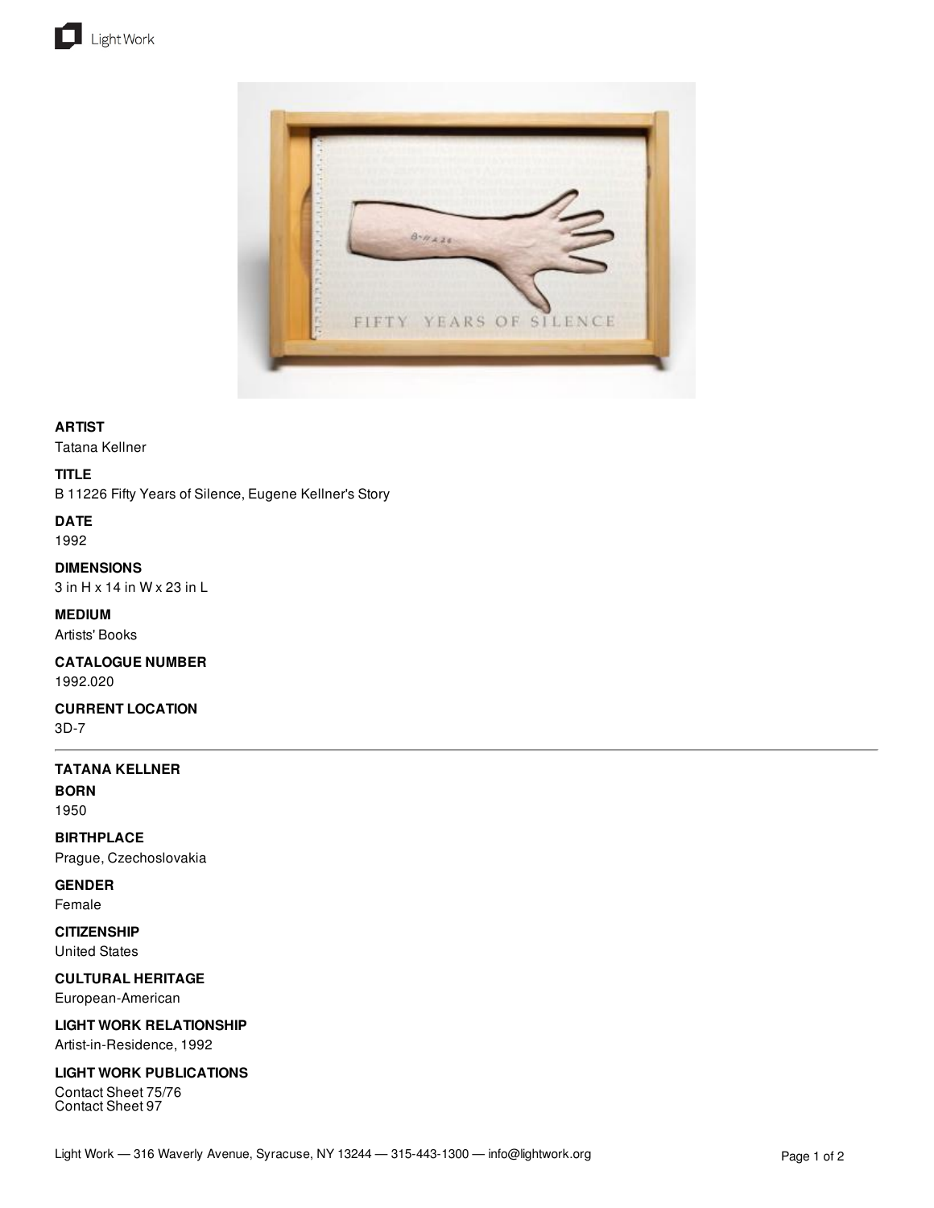**ARTIST**
Tatana Kellner

**TITLE**
B 11226 Fifty Years of Silence, Eugene Kellner's Story

**DATE**
1992

**DIMENSIONS**
3 in H x 14 in W x 23 in L

**MEDIUM**
Artists' Books

**CATALOGUE NUMBER**
1992.020

**CURRENT LOCATION**
3D-7

---

**TATANA KELLNER**

**BORN**
1950

**BIRTHPLACE**
Prague, Czechoslovakia

**GENDER**
Female

**CITIZENSHIP**
United States

**CULTURAL HERITAGE**
European-American

**LIGHT WORK RELATIONSHIP**
Artist-in-Residence, 1992

**LIGHT WORK PUBLICATIONS**
Contact Sheet 75/76
Contact Sheet 97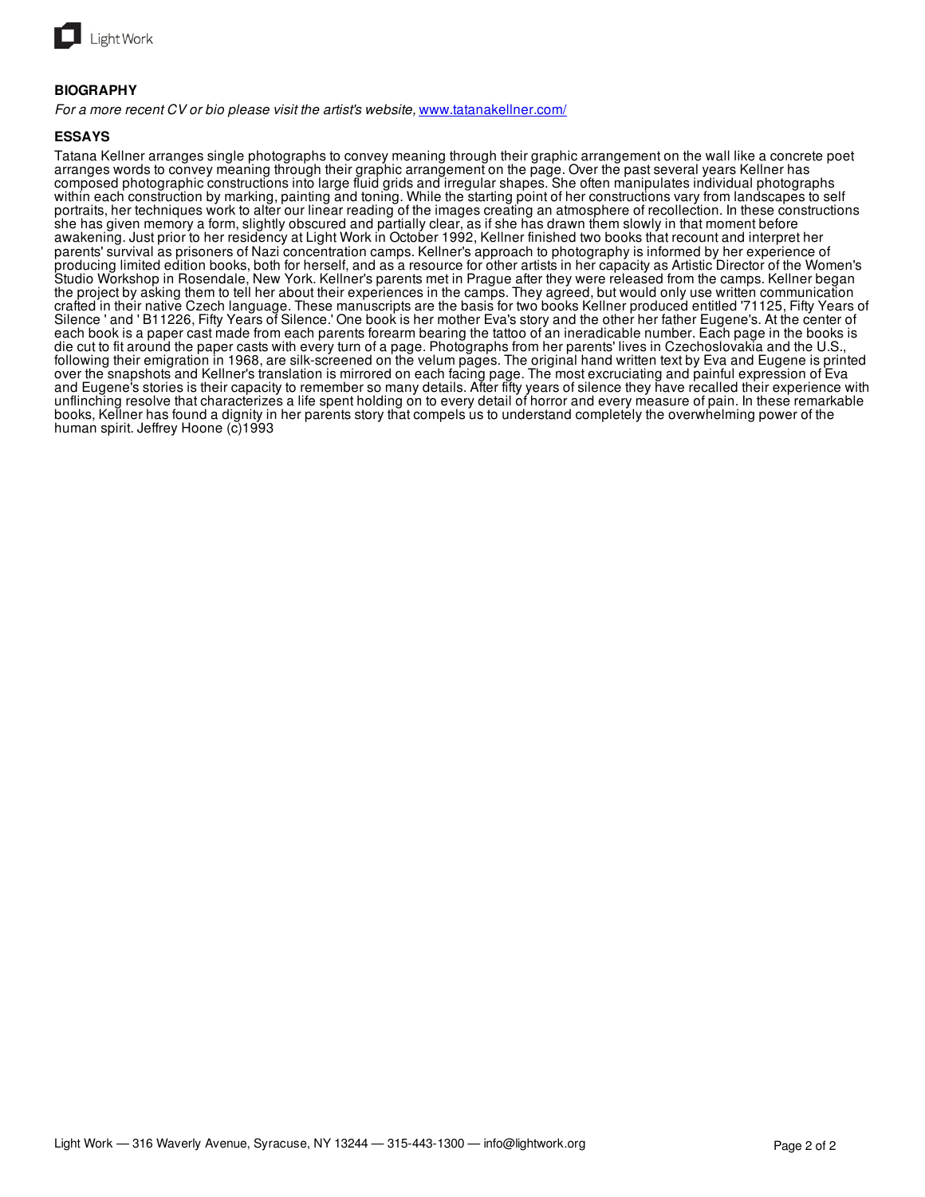## BIOGRAPHY

*For a more recent CV or bio please visit the artist's website,* [www.tatanakellner.com/](www.tatanakellner.com/)

## ESSAYS

Tatana Kellner arranges single photographs to convey meaning through their graphic arrangement on the wall like a concrete poet arranges words to convey meaning through their graphic arrangement on the page. Over the past several years Kellner has composed photographic constructions into large fluid grids and irregular shapes. She often manipulates individual photographs within each construction by marking, painting and toning. While the starting point of her constructions vary from landscapes to self portraits, her techniques work to alter our linear reading of the images creating an atmosphere of recollection. In these constructions she has given memory a form, slightly obscured and partially clear, as if she has drawn them slowly in that moment before awakening. Just prior to her residency at Light Work in October 1992, Kellner finished two books that recount and interpret her parents' survival as prisoners of Nazi concentration camps. Kellner's approach to photography is informed by her experience of producing limited edition books, both for herself, and as a resource for other artists in her capacity as Artistic Director of the Women's Studio Workshop in Rosendale, New York. Kellner's parents met in Prague after they were released from the camps. Kellner began the project by asking them to tell her about their experiences in the camps. They agreed, but would only use written communication crafted in their native Czech language. These manuscripts are the basis for two books Kellner produced entitled '71125, Fifty Years of Silence ' and ' B11226, Fifty Years of Silence.' One book is her mother Eva's story and the other her father Eugene's. At the center of each book is a paper cast made from each parents forearm bearing the tattoo of an ineradicable number. Each page in the books is die cut to fit around the paper casts with every turn of a page. Photographs from her parents' lives in Czechoslovakia and the U.S., following their emigration in 1968, are silk-screened on the velum pages. The original hand written text by Eva and Eugene is printed over the snapshots and Kellner's translation is mirrored on each facing page. The most excruciating and painful expression of Eva and Eugene's stories is their capacity to remember so many details. After fifty years of silence they have recalled their experience with unflinching resolve that characterizes a life spent holding on to every detail of horror and every measure of pain. In these remarkable books, Kellner has found a dignity in her parents story that compels us to understand completely the overwhelming power of the human spirit. Jeffrey Hoone (c)1993